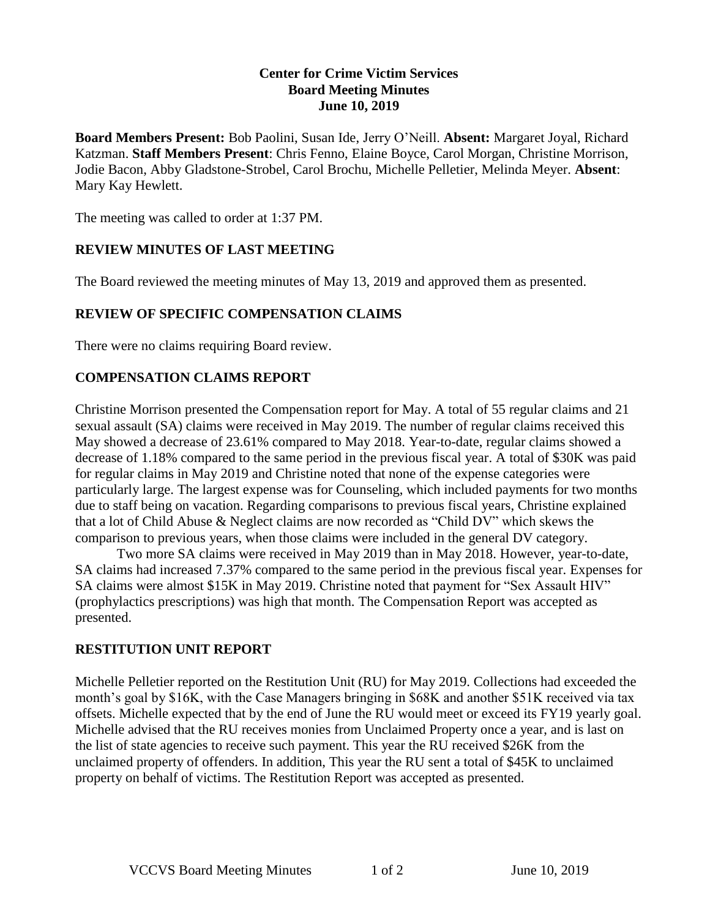**Center for Crime Victim Services**
**Board Meeting Minutes**
**June 10, 2019**

**Board Members Present:** Bob Paolini, Susan Ide, Jerry O'Neill. **Absent:** Margaret Joyal, Richard Katzman. **Staff Members Present**: Chris Fenno, Elaine Boyce, Carol Morgan, Christine Morrison, Jodie Bacon, Abby Gladstone-Strobel, Carol Brochu, Michelle Pelletier, Melinda Meyer. **Absent**: Mary Kay Hewlett.

The meeting was called to order at 1:37 PM.

## REVIEW MINUTES OF LAST MEETING

The Board reviewed the meeting minutes of May 13, 2019 and approved them as presented.

## REVIEW OF SPECIFIC COMPENSATION CLAIMS

There were no claims requiring Board review.

## COMPENSATION CLAIMS REPORT

Christine Morrison presented the Compensation report for May. A total of 55 regular claims and 21 sexual assault (SA) claims were received in May 2019. The number of regular claims received this May showed a decrease of 23.61% compared to May 2018. Year-to-date, regular claims showed a decrease of 1.18% compared to the same period in the previous fiscal year. A total of $30K was paid for regular claims in May 2019 and Christine noted that none of the expense categories were particularly large. The largest expense was for Counseling, which included payments for two months due to staff being on vacation. Regarding comparisons to previous fiscal years, Christine explained that a lot of Child Abuse & Neglect claims are now recorded as "Child DV" which skews the comparison to previous years, when those claims were included in the general DV category.

Two more SA claims were received in May 2019 than in May 2018. However, year-to-date, SA claims had increased 7.37% compared to the same period in the previous fiscal year. Expenses for SA claims were almost $15K in May 2019. Christine noted that payment for "Sex Assault HIV" (prophylactics prescriptions) was high that month. The Compensation Report was accepted as presented.

## RESTITUTION UNIT REPORT

Michelle Pelletier reported on the Restitution Unit (RU) for May 2019. Collections had exceeded the month's goal by $16K, with the Case Managers bringing in $68K and another $51K received via tax offsets. Michelle expected that by the end of June the RU would meet or exceed its FY19 yearly goal. Michelle advised that the RU receives monies from Unclaimed Property once a year, and is last on the list of state agencies to receive such payment. This year the RU received $26K from the unclaimed property of offenders. In addition, This year the RU sent a total of $45K to unclaimed property on behalf of victims. The Restitution Report was accepted as presented.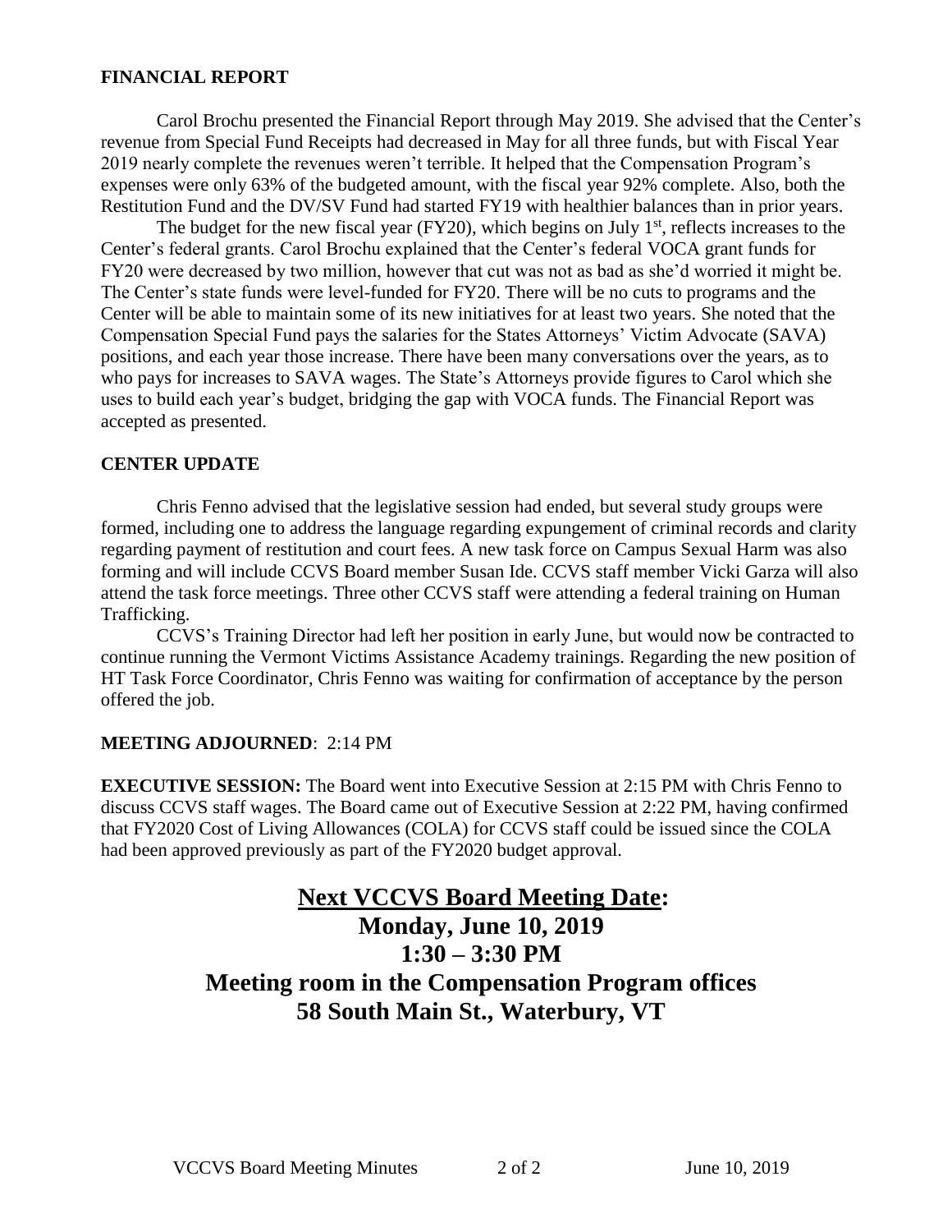**FINANCIAL REPORT**

Carol Brochu presented the Financial Report through May 2019. She advised that the Center's revenue from Special Fund Receipts had decreased in May for all three funds, but with Fiscal Year 2019 nearly complete the revenues weren't terrible. It helped that the Compensation Program's expenses were only 63% of the budgeted amount, with the fiscal year 92% complete. Also, both the Restitution Fund and the DV/SV Fund had started FY19 with healthier balances than in prior years.

The budget for the new fiscal year (FY20), which begins on July 1st, reflects increases to the Center's federal grants. Carol Brochu explained that the Center's federal VOCA grant funds for FY20 were decreased by two million, however that cut was not as bad as she'd worried it might be. The Center's state funds were level-funded for FY20. There will be no cuts to programs and the Center will be able to maintain some of its new initiatives for at least two years. She noted that the Compensation Special Fund pays the salaries for the States Attorneys' Victim Advocate (SAVA) positions, and each year those increase. There have been many conversations over the years, as to who pays for increases to SAVA wages. The State's Attorneys provide figures to Carol which she uses to build each year's budget, bridging the gap with VOCA funds. The Financial Report was accepted as presented.

**CENTER UPDATE**

Chris Fenno advised that the legislative session had ended, but several study groups were formed, including one to address the language regarding expungement of criminal records and clarity regarding payment of restitution and court fees. A new task force on Campus Sexual Harm was also forming and will include CCVS Board member Susan Ide. CCVS staff member Vicki Garza will also attend the task force meetings. Three other CCVS staff were attending a federal training on Human Trafficking.

CCVS's Training Director had left her position in early June, but would now be contracted to continue running the Vermont Victims Assistance Academy trainings. Regarding the new position of HT Task Force Coordinator, Chris Fenno was waiting for confirmation of acceptance by the person offered the job.

**MEETING ADJOURNED**: 2:14 PM

**EXECUTIVE SESSION:** The Board went into Executive Session at 2:15 PM with Chris Fenno to discuss CCVS staff wages. The Board came out of Executive Session at 2:22 PM, having confirmed that FY2020 Cost of Living Allowances (COLA) for CCVS staff could be issued since the COLA had been approved previously as part of the FY2020 budget approval.

## **Next VCCVS Board Meeting Date:**
## **Monday, June 10, 2019**
## **1:30 – 3:30 PM**
## **Meeting room in the Compensation Program offices**
## **58 South Main St., Waterbury, VT**